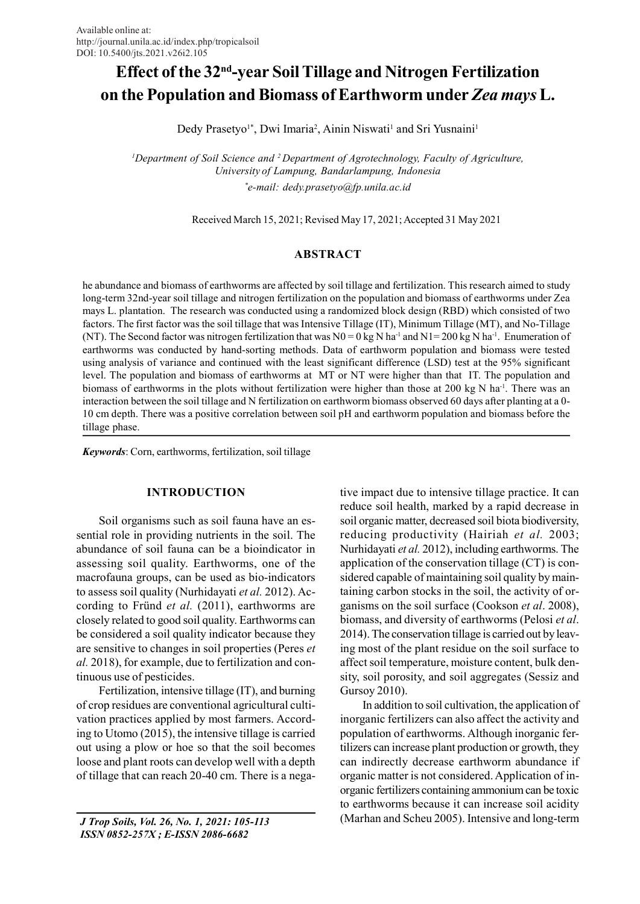Available online at:
http://journal.unila.ac.id/index.php/tropicalsoil
DOI: 10.5400/jts.2021.v26i2.105

# Effect of the 32nd-year Soil Tillage and Nitrogen Fertilization on the Population and Biomass of Earthworm under *Zea mays* L.

Dedy Prasetyo[1*], Dwi Imaria[2], Ainin Niswati[1] and Sri Yusnaini[1]

[1]*Department of Soil Science and* [2]*Department of Agrotechnology, Faculty of Agriculture, University of Lampung, Bandarlampung, Indonesia*

[*]*e-mail: dedy.prasetyo@fp.unila.ac.id*

Received March 15, 2021; Revised May 17, 2021; Accepted 31 May 2021

## ABSTRACT

he abundance and biomass of earthworms are affected by soil tillage and fertilization. This research aimed to study long-term 32nd-year soil tillage and nitrogen fertilization on the population and biomass of earthworms under Zea mays L. plantation. The research was conducted using a randomized block design (RBD) which consisted of two factors. The first factor was the soil tillage that was Intensive Tillage (IT), Minimum Tillage (MT), and No-Tillage (NT). The Second factor was nitrogen fertilization that was N0 = 0 kg N ha$^{-1}$ and N1= 200 kg N ha$^{-1}$. Enumeration of earthworms was conducted by hand-sorting methods. Data of earthworm population and biomass were tested using analysis of variance and continued with the least significant difference (LSD) test at the 95% significant level. The population and biomass of earthworms at MT or NT were higher than that IT. The population and biomass of earthworms in the plots without fertilization were higher than those at 200 kg N ha$^{-1}$. There was an interaction between the soil tillage and N fertilization on earthworm biomass observed 60 days after planting at a 0-10 cm depth. There was a positive correlation between soil pH and earthworm population and biomass before the tillage phase.

***Keywords***: Corn, earthworms, fertilization, soil tillage

## INTRODUCTION

Soil organisms such as soil fauna have an essential role in providing nutrients in the soil. The abundance of soil fauna can be a bioindicator in assessing soil quality. Earthworms, one of the macrofauna groups, can be used as bio-indicators to assess soil quality (Nurhidayati *et al.* 2012). According to Fründ *et al.* (2011), earthworms are closely related to good soil quality. Earthworms can be considered a soil quality indicator because they are sensitive to changes in soil properties (Peres *et al.* 2018), for example, due to fertilization and continuous use of pesticides.

Fertilization, intensive tillage (IT), and burning of crop residues are conventional agricultural cultivation practices applied by most farmers. According to Utomo (2015), the intensive tillage is carried out using a plow or hoe so that the soil becomes loose and plant roots can develop well with a depth of tillage that can reach 20-40 cm. There is a negative impact due to intensive tillage practice. It can reduce soil health, marked by a rapid decrease in soil organic matter, decreased soil biota biodiversity, reducing productivity (Hairiah *et al.* 2003; Nurhidayati *et al.* 2012), including earthworms. The application of the conservation tillage (CT) is considered capable of maintaining soil quality by maintaining carbon stocks in the soil, the activity of organisms on the soil surface (Cookson *et al*. 2008), biomass, and diversity of earthworms (Pelosi *et al*. 2014). The conservation tillage is carried out by leaving most of the plant residue on the soil surface to affect soil temperature, moisture content, bulk density, soil porosity, and soil aggregates (Sessiz and Gursoy 2010).

In addition to soil cultivation, the application of inorganic fertilizers can also affect the activity and population of earthworms. Although inorganic fertilizers can increase plant production or growth, they can indirectly decrease earthworm abundance if organic matter is not considered. Application of inorganic fertilizers containing ammonium can be toxic to earthworms because it can increase soil acidity (Marhan and Scheu 2005). Intensive and long-term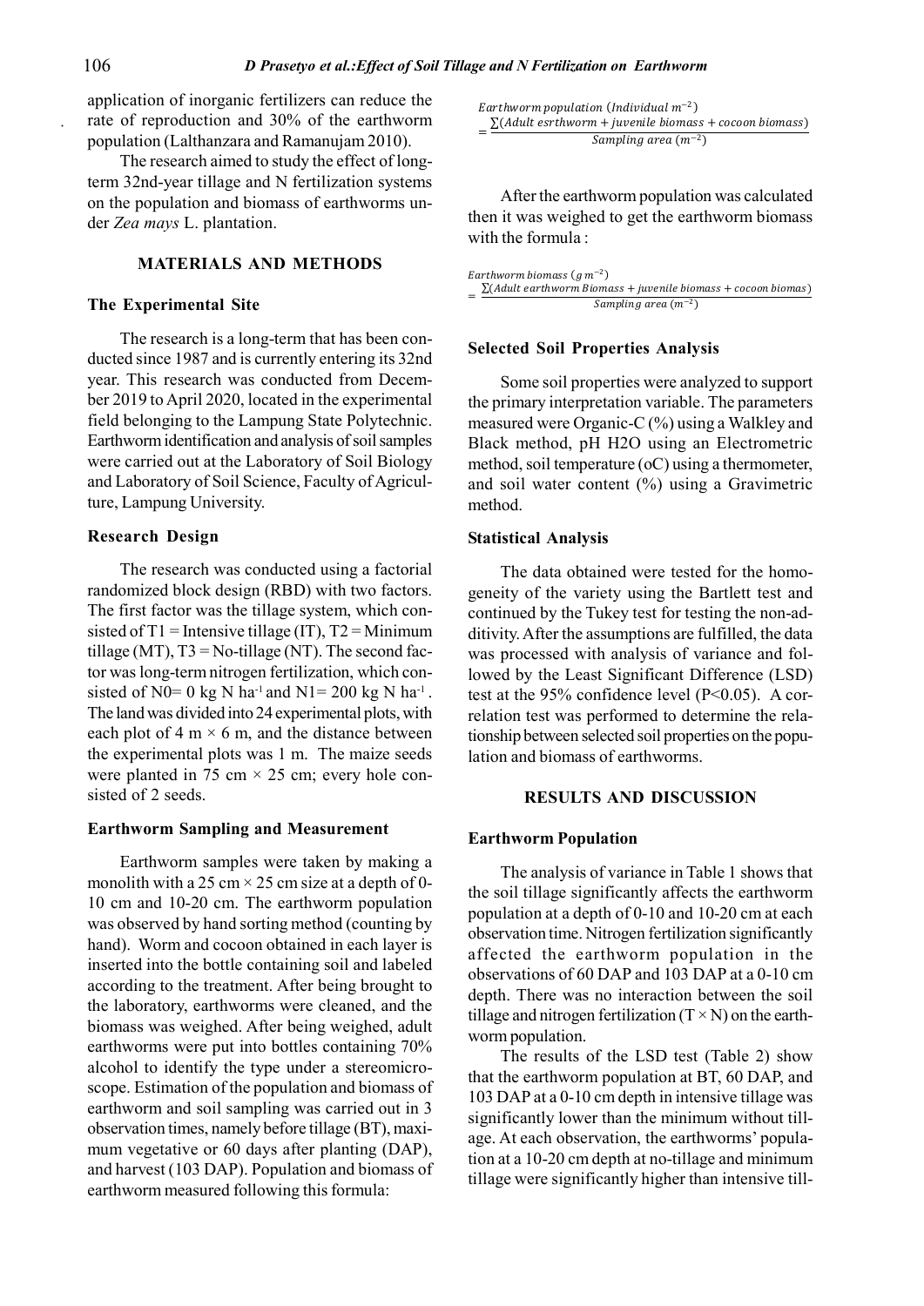application of inorganic fertilizers can reduce the rate of reproduction and 30% of the earthworm population (Lalthanzara and Ramanujam 2010).

The research aimed to study the effect of long-term 32nd-year tillage and N fertilization systems on the population and biomass of earthworms under *Zea mays* L. plantation.

## MATERIALS AND METHODS

### The Experimental Site

The research is a long-term that has been conducted since 1987 and is currently entering its 32nd year. This research was conducted from December 2019 to April 2020, located in the experimental field belonging to the Lampung State Polytechnic. Earthworm identification and analysis of soil samples were carried out at the Laboratory of Soil Biology and Laboratory of Soil Science, Faculty of Agriculture, Lampung University.

### Research Design

The research was conducted using a factorial randomized block design (RBD) with two factors. The first factor was the tillage system, which consisted of T1 = Intensive tillage (IT), T2 = Minimum tillage (MT), T3 = No-tillage (NT). The second factor was long-term nitrogen fertilization, which consisted of N0= 0 kg N $ha^{-1}$ and N1= 200 kg N $ha^{-1}$. The land was divided into 24 experimental plots, with each plot of 4 m × 6 m, and the distance between the experimental plots was 1 m. The maize seeds were planted in 75 cm × 25 cm; every hole consisted of 2 seeds.

### Earthworm Sampling and Measurement

Earthworm samples were taken by making a monolith with a 25 cm × 25 cm size at a depth of 0-10 cm and 10-20 cm. The earthworm population was observed by hand sorting method (counting by hand). Worm and cocoon obtained in each layer is inserted into the bottle containing soil and labeled according to the treatment. After being brought to the laboratory, earthworms were cleaned, and the biomass was weighed. After being weighed, adult earthworms were put into bottles containing 70% alcohol to identify the type under a stereomicroscope. Estimation of the population and biomass of earthworm and soil sampling was carried out in 3 observation times, namely before tillage (BT), maximum vegetative or 60 days after planting (DAP), and harvest (103 DAP). Population and biomass of earthworm measured following this formula:

$$Earthworm\ population\ (Individual\ m^{-2}) = \frac{\sum(Adult\ esrthworm + juvenile\ biomass + cocoon\ biomass)}{Sampling\ area\ (m^{-2})}$$

After the earthworm population was calculated then it was weighed to get the earthworm biomass with the formula :

$$Earthworm\ biomass\ (g\ m^{-2}) = \frac{\sum(Adult\ earthworm\ Biomass + juvenile\ biomass + cocoon\ biomas)}{Sampling\ area\ (m^{-2})}$$

### Selected Soil Properties Analysis

Some soil properties were analyzed to support the primary interpretation variable. The parameters measured were Organic-C (%) using a Walkley and Black method, pH H2O using an Electrometric method, soil temperature (oC) using a thermometer, and soil water content (%) using a Gravimetric method.

### Statistical Analysis

The data obtained were tested for the homogeneity of the variety using the Bartlett test and continued by the Tukey test for testing the non-additivity. After the assumptions are fulfilled, the data was processed with analysis of variance and followed by the Least Significant Difference (LSD) test at the 95% confidence level ($P<0.05$). A correlation test was performed to determine the relationship between selected soil properties on the population and biomass of earthworms.

## RESULTS AND DISCUSSION

### Earthworm Population

The analysis of variance in Table 1 shows that the soil tillage significantly affects the earthworm population at a depth of 0-10 and 10-20 cm at each observation time. Nitrogen fertilization significantly affected the earthworm population in the observations of 60 DAP and 103 DAP at a 0-10 cm depth. There was no interaction between the soil tillage and nitrogen fertilization (T × N) on the earthworm population.

The results of the LSD test (Table 2) show that the earthworm population at BT, 60 DAP, and 103 DAP at a 0-10 cm depth in intensive tillage was significantly lower than the minimum without tillage. At each observation, the earthworms' population at a 10-20 cm depth at no-tillage and minimum tillage were significantly higher than intensive till-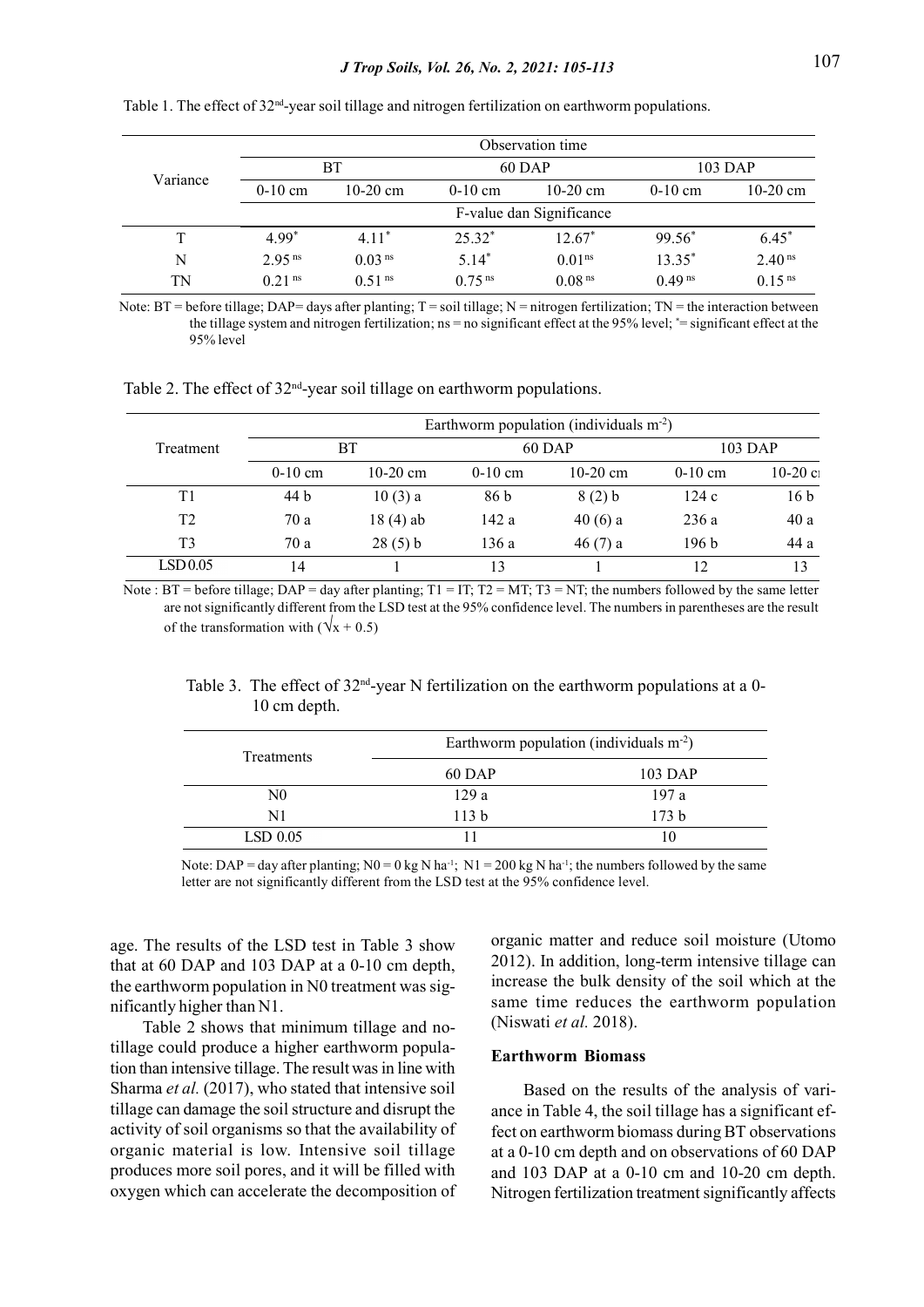Table 1. The effect of 32[nd]-year soil tillage and nitrogen fertilization on earthworm populations.

| Variance | Observation time | | | | | |
|---|---|---|---|---|---|---|
| | BT | | 60 DAP | | 103 DAP | |
| | 0-10 cm | 10-20 cm | 0-10 cm | 10-20 cm | 0-10 cm | 10-20 cm |
| | F-value dan Significance | | | | | |
| T | 4.99* | 4.11* | 25.32* | 12.67* | 99.56* | 6.45* |
| N | 2.95 ns | 0.03 ns | 5.14* | 0.01ns | 13.35* | 2.40 ns |
| TN | 0.21 ns | 0.51 ns | 0.75 ns | 0.08 ns | 0.49 ns | 0.15 ns |

Note: BT = before tillage; DAP= days after planting; T = soil tillage; N = nitrogen fertilization; TN = the interaction between the tillage system and nitrogen fertilization; ns = no significant effect at the 95% level; * = significant effect at the 95% level

Table 2. The effect of 32[nd]-year soil tillage on earthworm populations.

| Treatment | Earthworm population (individuals $m^{-2}$) | | | | | |
|---|---|---|---|---|---|---|
| | BT | | 60 DAP | | 103 DAP | |
| | 0-10 cm | 10-20 cm | 0-10 cm | 10-20 cm | 0-10 cm | 10-20 cm |
| T1 | 44 b | 10 (3) a | 86 b | 8 (2) b | 124 c | 16 b |
| T2 | 70 a | 18 (4) ab | 142 a | 40 (6) a | 236 a | 40 a |
| T3 | 70 a | 28 (5) b | 136 a | 46 (7) a | 196 b | 44 a |
| LSD 0.05 | 14 | 1 | 13 | 1 | 12 | 13 |

Note : BT = before tillage; DAP = day after planting; T1 = IT; T2 = MT; T3 = NT; the numbers followed by the same letter are not significantly different from the LSD test at the 95% confidence level. The numbers in parentheses are the result of the transformation with ($\sqrt{x + 0.5}$)

Table 3. The effect of 32[nd]-year N fertilization on the earthworm populations at a 0-10 cm depth.

| Treatments | Earthworm population (individuals $m^{-2}$) | |
|---|---|---|
| | 60 DAP | 103 DAP |
| N0 | 129 a | 197 a |
| N1 | 113 b | 173 b |
| LSD 0.05 | 11 | 10 |

Note: DAP = day after planting; N0 = 0 kg N $ha^{-1}$; N1 = 200 kg N $ha^{-1}$; the numbers followed by the same letter are not significantly different from the LSD test at the 95% confidence level.

age. The results of the LSD test in Table 3 show that at 60 DAP and 103 DAP at a 0-10 cm depth, the earthworm population in N0 treatment was significantly higher than N1.

Table 2 shows that minimum tillage and no-tillage could produce a higher earthworm population than intensive tillage. The result was in line with Sharma *et al.* (2017), who stated that intensive soil tillage can damage the soil structure and disrupt the activity of soil organisms so that the availability of organic material is low. Intensive soil tillage produces more soil pores, and it will be filled with oxygen which can accelerate the decomposition of organic matter and reduce soil moisture (Utomo 2012). In addition, long-term intensive tillage can increase the bulk density of the soil which at the same time reduces the earthworm population (Niswati *et al.* 2018).

### Earthworm Biomass

Based on the results of the analysis of variance in Table 4, the soil tillage has a significant effect on earthworm biomass during BT observations at a 0-10 cm depth and on observations of 60 DAP and 103 DAP at a 0-10 cm and 10-20 cm depth. Nitrogen fertilization treatment significantly affects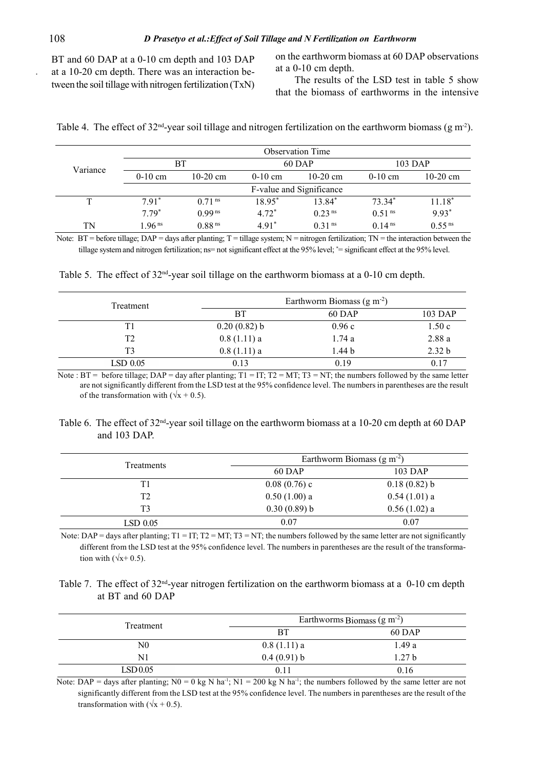BT and 60 DAP at a 0-10 cm depth and 103 DAP at a 10-20 cm depth. There was an interaction between the soil tillage with nitrogen fertilization (TxN) on the earthworm biomass at 60 DAP observations at a 0-10 cm depth.

The results of the LSD test in table 5 show that the biomass of earthworms in the intensive

Table 4. The effect of 32nd-year soil tillage and nitrogen fertilization on the earthworm biomass (g $m^{-2}$).

| Variance | Observation Time | | | | | |
|---|---|---|---|---|---|---|
| | BT | | 60 DAP | | 103 DAP | |
| | 0-10 cm | 10-20 cm | 0-10 cm | 10-20 cm | 0-10 cm | 10-20 cm |
| | F-value and Significance | | | | | |
| T | 7.91* | 0.71 ns | 18.95* | 13.84* | 73.34* | 11.18* |
| | 7.79* | 0.99 ns | 4.72* | 0.23 ns | 0.51 ns | 9.93* |
| TN | 1.96 ns | 0.88 ns | 4.91* | 0.31 ns | 0.14 ns | 0.55 ns |

Note: BT = before tillage; DAP = days after planting; T = tillage system; N = nitrogen fertilization; TN = the interaction between the tillage system and nitrogen fertilization; ns= not significant effect at the 95% level; *= significant effect at the 95% level.

Table 5. The effect of 32nd-year soil tillage on the earthworm biomass at a 0-10 cm depth.

| Treatment | Earthworm Biomass (g $m^{-2}$) | | |
|---|---|---|---|
| | BT | 60 DAP | 103 DAP |
| T1 | 0.20 (0.82) b | 0.96 c | 1.50 c |
| T2 | 0.8 (1.11) a | 1.74 a | 2.88 a |
| T3 | 0.8 (1.11) a | 1.44 b | 2.32 b |
| LSD 0.05 | 0.13 | 0.19 | 0.17 |

Note : BT = before tillage; DAP = day after planting; T1 = IT; T2 = MT; T3 = NT; the numbers followed by the same letter are not significantly different from the LSD test at the 95% confidence level. The numbers in parentheses are the result of the transformation with ($\sqrt{x} + 0.5$).

Table 6. The effect of 32nd-year soil tillage on the earthworm biomass at a 10-20 cm depth at 60 DAP and 103 DAP.

| Treatments | Earthworm Biomass (g $m^{-2}$) | |
|---|---|---|
| | 60 DAP | 103 DAP |
| T1 | 0.08 (0.76) c | 0.18 (0.82) b |
| T2 | 0.50 (1.00) a | 0.54 (1.01) a |
| T3 | 0.30 (0.89) b | 0.56 (1.02) a |
| LSD 0.05 | 0.07 | 0.07 |

Note: DAP = days after planting; T1 = IT; T2 = MT; T3 = NT; the numbers followed by the same letter are not significantly different from the LSD test at the 95% confidence level. The numbers in parentheses are the result of the transformation with ($\sqrt{x}$+ 0.5).

Table 7. The effect of 32nd-year nitrogen fertilization on the earthworm biomass at a 0-10 cm depth at BT and 60 DAP

| Treatment | Earthworms Biomass (g $m^{-2}$) | |
|---|---|---|
| | BT | 60 DAP |
| N0 | 0.8 (1.11) a | 1.49 a |
| N1 | 0.4 (0.91) b | 1.27 b |
| LSD 0.05 | 0.11 | 0.16 |

Note: DAP = days after planting; N0 = 0 kg N $ha^{-1}$; N1 = 200 kg N $ha^{-1}$; the numbers followed by the same letter are not significantly different from the LSD test at the 95% confidence level. The numbers in parentheses are the result of the transformation with ($\sqrt{x}$ + 0.5).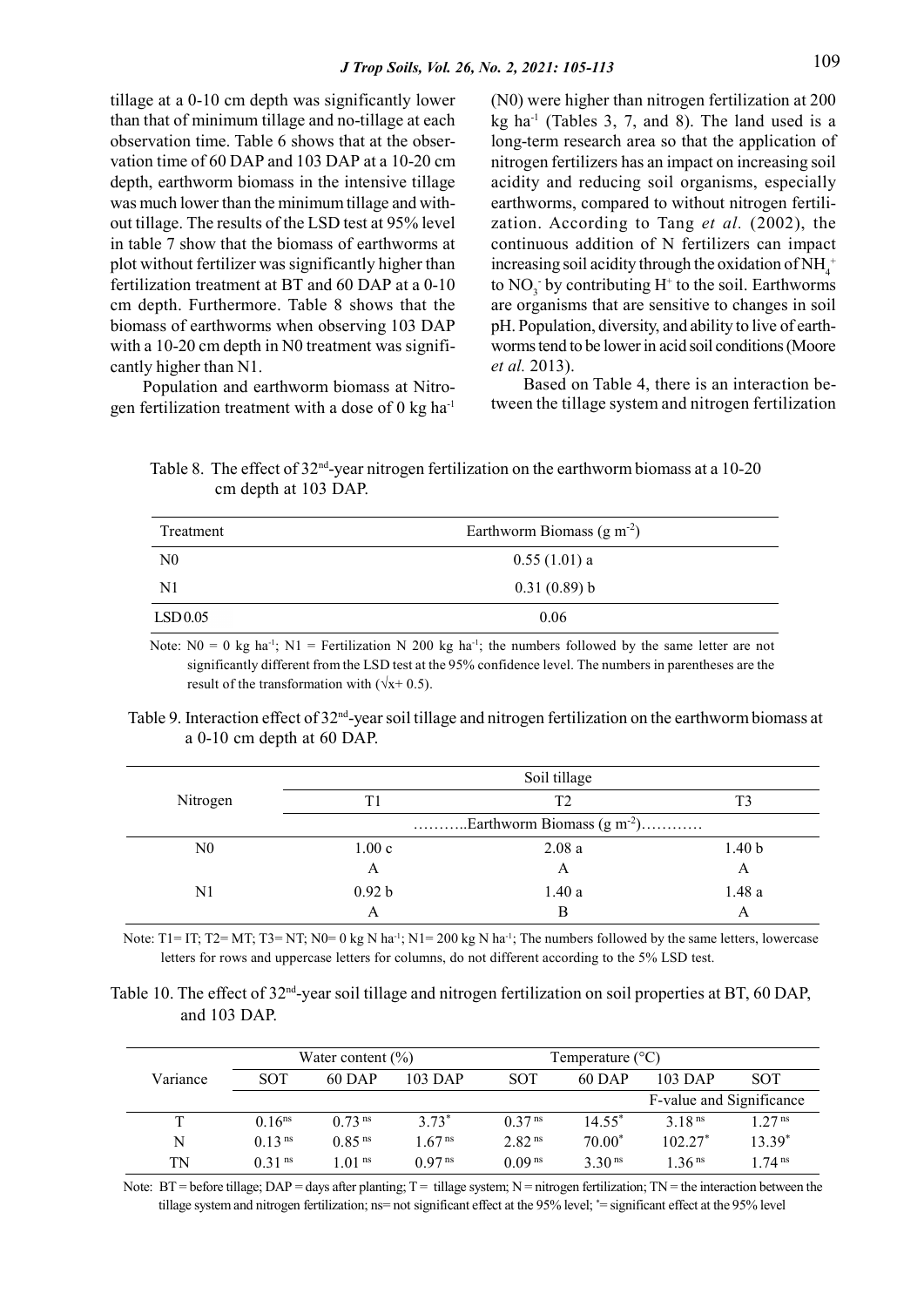tillage at a 0-10 cm depth was significantly lower than that of minimum tillage and no-tillage at each observation time. Table 6 shows that at the observation time of 60 DAP and 103 DAP at a 10-20 cm depth, earthworm biomass in the intensive tillage was much lower than the minimum tillage and without tillage. The results of the LSD test at 95% level in table 7 show that the biomass of earthworms at plot without fertilizer was significantly higher than fertilization treatment at BT and 60 DAP at a 0-10 cm depth. Furthermore. Table 8 shows that the biomass of earthworms when observing 103 DAP with a 10-20 cm depth in N0 treatment was significantly higher than N1.

Population and earthworm biomass at Nitrogen fertilization treatment with a dose of 0 kg ha$^{-1}$ (N0) were higher than nitrogen fertilization at 200 kg ha$^{-1}$ (Tables 3, 7, and 8). The land used is a long-term research area so that the application of nitrogen fertilizers has an impact on increasing soil acidity and reducing soil organisms, especially earthworms, compared to without nitrogen fertilization. According to Tang *et al.* (2002), the continuous addition of N fertilizers can impact increasing soil acidity through the oxidation of $NH_4^+$ to $NO_3^-$ by contributing $H^+$ to the soil. Earthworms are organisms that are sensitive to changes in soil pH. Population, diversity, and ability to live of earthworms tend to be lower in acid soil conditions (Moore *et al.* 2013).

Based on Table 4, there is an interaction between the tillage system and nitrogen fertilization

Table 8. The effect of 32$^{nd}$-year nitrogen fertilization on the earthworm biomass at a 10-20 cm depth at 103 DAP.

| Treatment | Earthworm Biomass (g m$^{-2}$) |
|---|---|
| N0 | 0.55 (1.01) a |
| N1 | 0.31 (0.89) b |
| LSD 0.05 | 0.06 |

Note: N0 = 0 kg ha$^{-1}$; N1 = Fertilization N 200 kg ha$^{-1}$; the numbers followed by the same letter are not significantly different from the LSD test at the 95% confidence level. The numbers in parentheses are the result of the transformation with ($\sqrt{x+0.5}$).

Table 9. Interaction effect of 32$^{nd}$-year soil tillage and nitrogen fertilization on the earthworm biomass at a 0-10 cm depth at 60 DAP.

| Nitrogen | Soil tillage | | |
|---|---|---|---|
| | T1 | T2 | T3 |
| | ………..Earthworm Biomass (g m$^{-2}$)………… | | |
| N0 | 1.00 c | 2.08 a | 1.40 b |
| | A | A | A |
| N1 | 0.92 b | 1.40 a | 1.48 a |
| | A | B | A |

Note: T1= IT; T2= MT; T3= NT; N0= 0 kg N ha$^{-1}$; N1= 200 kg N ha$^{-1}$; The numbers followed by the same letters, lowercase letters for rows and uppercase letters for columns, do not different according to the 5% LSD test.

Table 10. The effect of 32$^{nd}$-year soil tillage and nitrogen fertilization on soil properties at BT, 60 DAP, and 103 DAP.

| Variance | Water content (%) | | | Temperature (°C) | | |
|---|---|---|---|---|---|---|
| | SOT | 60 DAP | 103 DAP | SOT | 60 DAP | 103 DAP | SOT |
| | | | | | F-value and Significance | | |
| T | 0.16$^{ns}$ | 0.73$^{ns}$ | 3.73$^{*}$ | 0.37$^{ns}$ | 14.55$^{*}$ | 3.18$^{ns}$ | 1.27$^{ns}$ |
| N | 0.13$^{ns}$ | 0.85$^{ns}$ | 1.67$^{ns}$ | 2.82$^{ns}$ | 70.00$^{*}$ | 102.27$^{*}$ | 13.39$^{*}$ |
| TN | 0.31$^{ns}$ | 1.01$^{ns}$ | 0.97$^{ns}$ | 0.09$^{ns}$ | 3.30$^{ns}$ | 1.36$^{ns}$ | 1.74$^{ns}$ |

Note: BT = before tillage; DAP = days after planting; T = tillage system; N = nitrogen fertilization; TN = the interaction between the tillage system and nitrogen fertilization; ns= not significant effect at the 95% level; $^{*}$= significant effect at the 95% level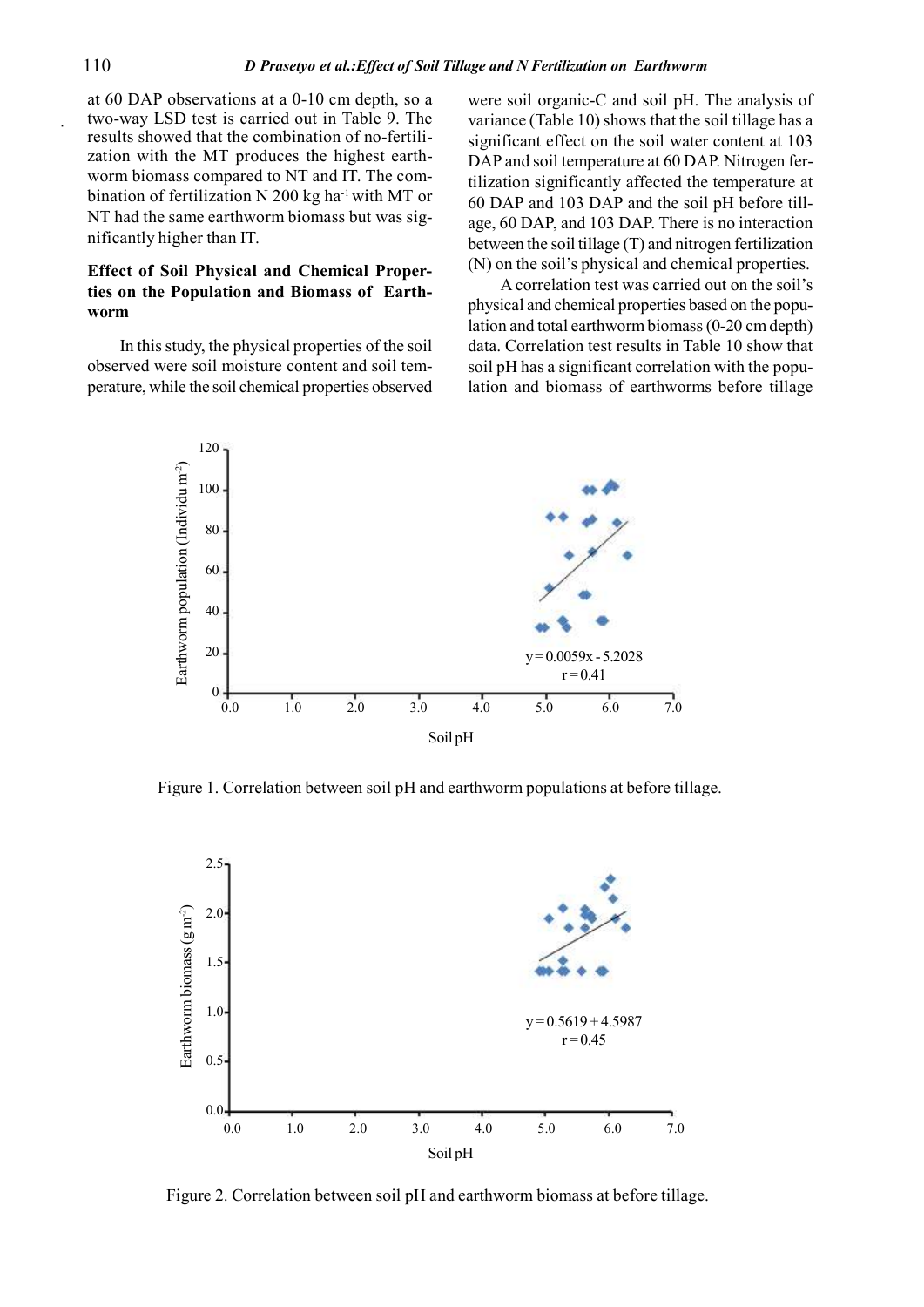at 60 DAP observations at a 0-10 cm depth, so a two-way LSD test is carried out in Table 9. The results showed that the combination of no-fertilization with the MT produces the highest earthworm biomass compared to NT and IT. The combination of fertilization N 200 kg ha$^{-1}$ with MT or NT had the same earthworm biomass but was significantly higher than IT.

**Effect of Soil Physical and Chemical Properties on the Population and Biomass of Earthworm**

In this study, the physical properties of the soil observed were soil moisture content and soil temperature, while the soil chemical properties observed were soil organic-C and soil pH. The analysis of variance (Table 10) shows that the soil tillage has a significant effect on the soil water content at 103 DAP and soil temperature at 60 DAP. Nitrogen fertilization significantly affected the temperature at 60 DAP and 103 DAP and the soil pH before tillage, 60 DAP, and 103 DAP. There is no interaction between the soil tillage (T) and nitrogen fertilization (N) on the soil's physical and chemical properties.

A correlation test was carried out on the soil's physical and chemical properties based on the population and total earthworm biomass (0-20 cm depth) data. Correlation test results in Table 10 show that soil pH has a significant correlation with the population and biomass of earthworms before tillage

Figure 1. Correlation between soil pH and earthworm populations at before tillage.

Figure 2. Correlation between soil pH and earthworm biomass at before tillage.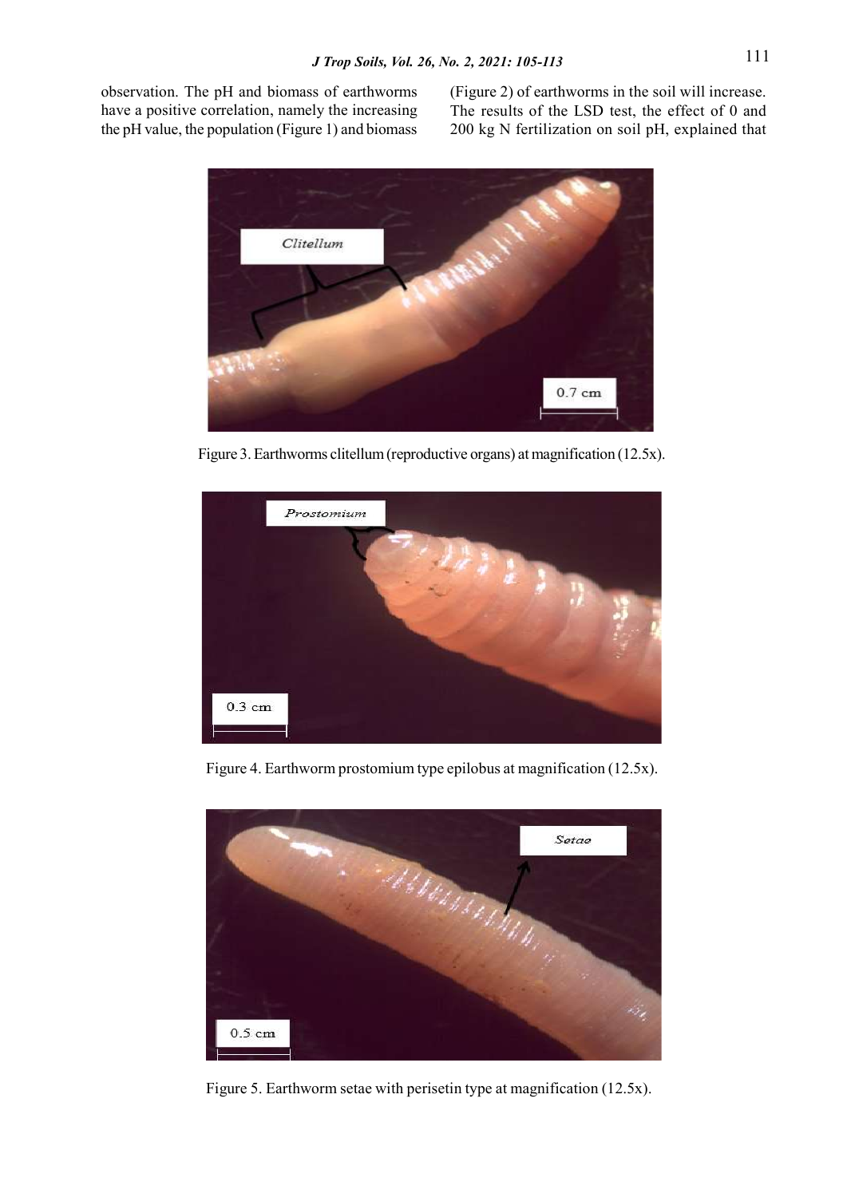observation. The pH and biomass of earthworms have a positive correlation, namely the increasing the pH value, the population (Figure 1) and biomass (Figure 2) of earthworms in the soil will increase. The results of the LSD test, the effect of 0 and 200 kg N fertilization on soil pH, explained that

Figure 3. Earthworms clitellum (reproductive organs) at magnification (12.5x).

Figure 4. Earthworm prostomium type epilobus at magnification (12.5x).

Figure 5. Earthworm setae with perisetin type at magnification (12.5x).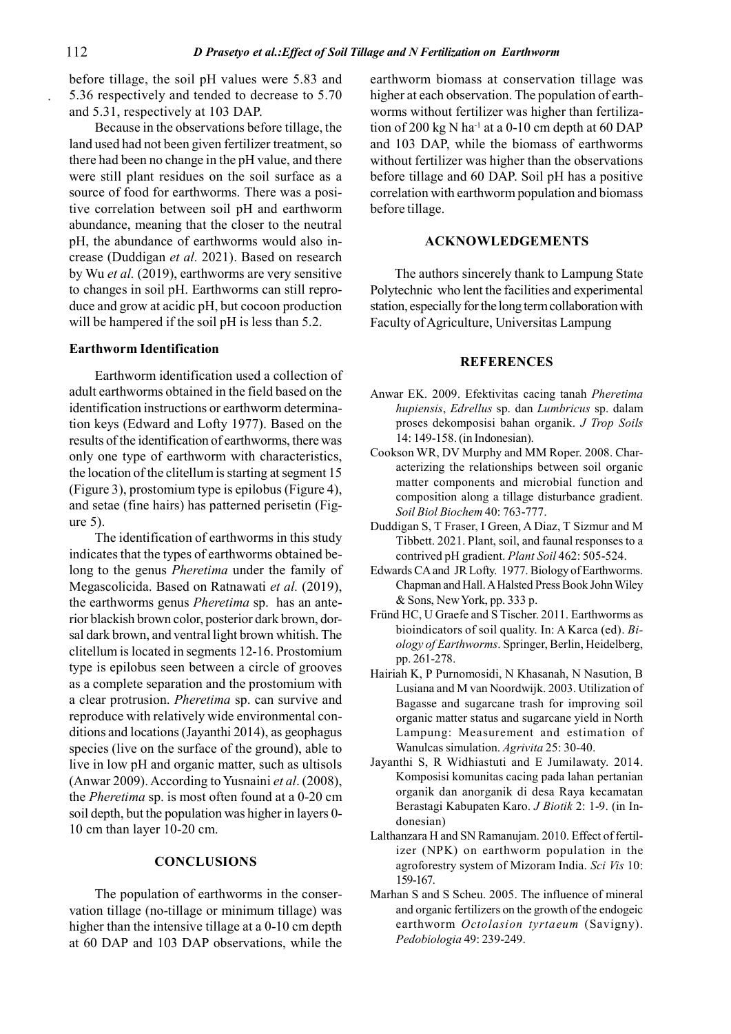before tillage, the soil pH values were 5.83 and 5.36 respectively and tended to decrease to 5.70 and 5.31, respectively at 103 DAP.

Because in the observations before tillage, the land used had not been given fertilizer treatment, so there had been no change in the pH value, and there were still plant residues on the soil surface as a source of food for earthworms. There was a positive correlation between soil pH and earthworm abundance, meaning that the closer to the neutral pH, the abundance of earthworms would also increase (Duddigan *et al.* 2021). Based on research by Wu *et al.* (2019), earthworms are very sensitive to changes in soil pH. Earthworms can still reproduce and grow at acidic pH, but cocoon production will be hampered if the soil pH is less than 5.2.

### Earthworm Identification

Earthworm identification used a collection of adult earthworms obtained in the field based on the identification instructions or earthworm determination keys (Edward and Lofty 1977). Based on the results of the identification of earthworms, there was only one type of earthworm with characteristics, the location of the clitellum is starting at segment 15 (Figure 3), prostomium type is epilobus (Figure 4), and setae (fine hairs) has patterned perisetin (Figure 5).

The identification of earthworms in this study indicates that the types of earthworms obtained belong to the genus *Pheretima* under the family of Megascolicida. Based on Ratnawati *et al.* (2019), the earthworms genus *Pheretima* sp. has an anterior blackish brown color, posterior dark brown, dorsal dark brown, and ventral light brown whitish. The clitellum is located in segments 12-16. Prostomium type is epilobus seen between a circle of grooves as a complete separation and the prostomium with a clear protrusion. *Pheretima* sp. can survive and reproduce with relatively wide environmental conditions and locations (Jayanthi 2014), as geophagus species (live on the surface of the ground), able to live in low pH and organic matter, such as ultisols (Anwar 2009). According to Yusnaini *et al*. (2008), the *Pheretima* sp. is most often found at a 0-20 cm soil depth, but the population was higher in layers 0-10 cm than layer 10-20 cm.

## CONCLUSIONS

The population of earthworms in the conservation tillage (no-tillage or minimum tillage) was higher than the intensive tillage at a 0-10 cm depth at 60 DAP and 103 DAP observations, while the earthworm biomass at conservation tillage was higher at each observation. The population of earthworms without fertilizer was higher than fertilization of 200 kg N ha$^{-1}$ at a 0-10 cm depth at 60 DAP and 103 DAP, while the biomass of earthworms without fertilizer was higher than the observations before tillage and 60 DAP. Soil pH has a positive correlation with earthworm population and biomass before tillage.

## ACKNOWLEDGEMENTS

The authors sincerely thank to Lampung State Polytechnic who lent the facilities and experimental station, especially for the long term collaboration with Faculty of Agriculture, Universitas Lampung

## REFERENCES

Anwar EK. 2009. Efektivitas cacing tanah *Pheretima hupiensis*, *Edrellus* sp. dan *Lumbricus* sp. dalam proses dekomposisi bahan organik. *J Trop Soils* 14: 149-158. (in Indonesian).

Cookson WR, DV Murphy and MM Roper. 2008. Characterizing the relationships between soil organic matter components and microbial function and composition along a tillage disturbance gradient. *Soil Biol Biochem* 40: 763-777.

Duddigan S, T Fraser, I Green, A Diaz, T Sizmur and M Tibbett. 2021. Plant, soil, and faunal responses to a contrived pH gradient. *Plant Soil* 462: 505-524.

Edwards CA and JR Lofty. 1977. Biology of Earthworms. Chapman and Hall. A Halsted Press Book John Wiley & Sons, New York, pp. 333 p.

Fründ HC, U Graefe and S Tischer. 2011. Earthworms as bioindicators of soil quality. In: A Karca (ed). *Biology of Earthworms*. Springer, Berlin, Heidelberg, pp. 261-278.

Hairiah K, P Purnomosidi, N Khasanah, N Nasution, B Lusiana and M van Noordwijk. 2003. Utilization of Bagasse and sugarcane trash for improving soil organic matter status and sugarcane yield in North Lampung: Measurement and estimation of Wanulcas simulation. *Agrivita* 25: 30-40.

Jayanthi S, R Widhiastuti and E Jumilawaty. 2014. Komposisi komunitas cacing pada lahan pertanian organik dan anorganik di desa Raya kecamatan Berastagi Kabupaten Karo. *J Biotik* 2: 1-9. (in Indonesian)

Lalthanzara H and SN Ramanujam. 2010. Effect of fertilizer (NPK) on earthworm population in the agroforestry system of Mizoram India. *Sci Vis* 10: 159-167.

Marhan S and S Scheu. 2005. The influence of mineral and organic fertilizers on the growth of the endogeic earthworm *Octolasion tyrtaeum* (Savigny). *Pedobiologia* 49: 239-249.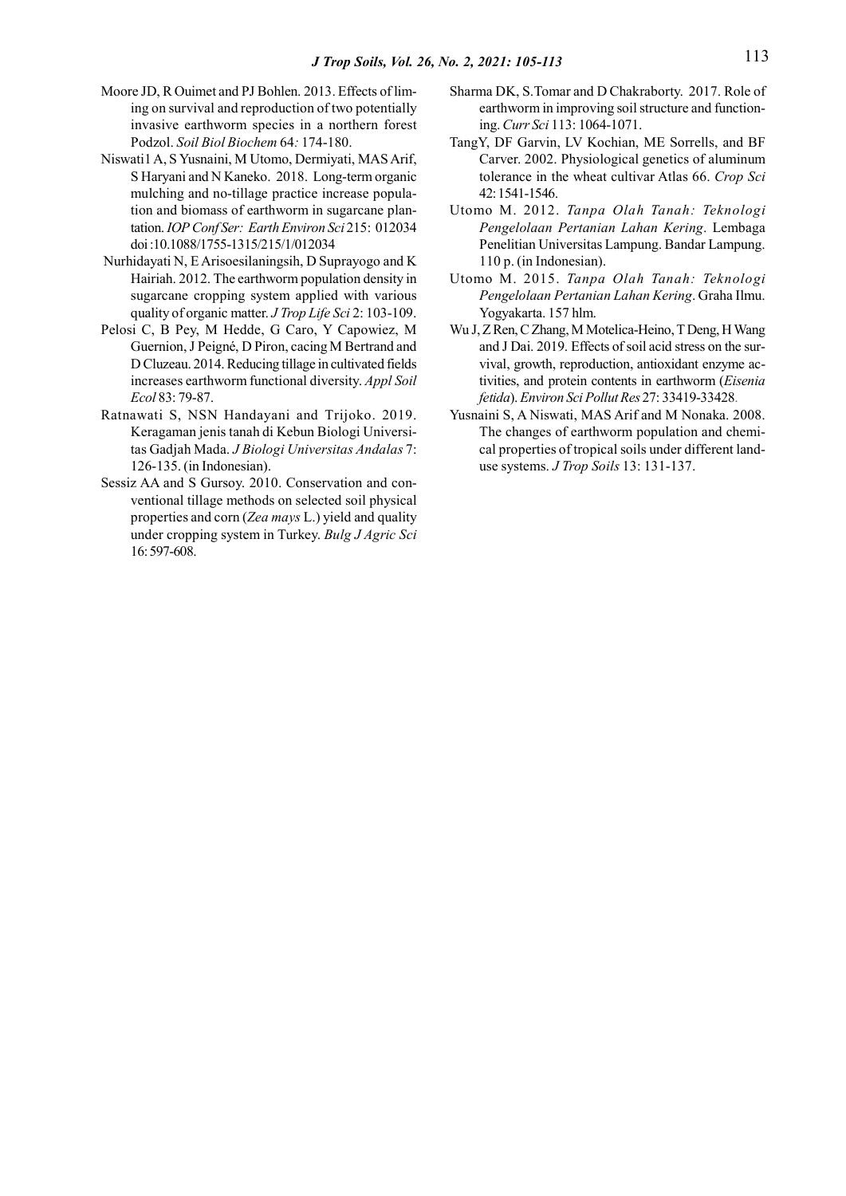Moore JD, R Ouimet and PJ Bohlen. 2013. Effects of liming on survival and reproduction of two potentially invasive earthworm species in a northern forest Podzol. *Soil Biol Biochem* 64*:* 174-180.

Niswati1 A, S Yusnaini, M Utomo, Dermiyati, MAS Arif, S Haryani and N Kaneko. 2018. Long-term organic mulching and no-tillage practice increase population and biomass of earthworm in sugarcane plantation. *IOP Conf Ser: Earth Environ Sci* 215: 012034 doi :10.1088/1755-1315/215/1/012034

Nurhidayati N, E Arisoesilaningsih, D Suprayogo and K Hairiah. 2012. The earthworm population density in sugarcane cropping system applied with various quality of organic matter. *J Trop Life Sci* 2: 103-109.

Pelosi C, B Pey, M Hedde, G Caro, Y Capowiez, M Guernion, J Peigné, D Piron, cacing M Bertrand and D Cluzeau. 2014. Reducing tillage in cultivated fields increases earthworm functional diversity. *Appl Soil Ecol* 83: 79-87.

Ratnawati S, NSN Handayani and Trijoko. 2019. Keragaman jenis tanah di Kebun Biologi Universitas Gadjah Mada. *J Biologi Universitas Andalas* 7: 126-135. (in Indonesian).

Sessiz AA and S Gursoy. 2010. Conservation and conventional tillage methods on selected soil physical properties and corn (*Zea mays* L.) yield and quality under cropping system in Turkey. *Bulg J Agric Sci* 16: 597-608.

Sharma DK, S.Tomar and D Chakraborty. 2017. Role of earthworm in improving soil structure and functioning. *Curr Sci* 113: 1064-1071.

TangY, DF Garvin, LV Kochian, ME Sorrells, and BF Carver. 2002. Physiological genetics of aluminum tolerance in the wheat cultivar Atlas 66. *Crop Sci* 42: 1541-1546.

Utomo M. 2012. *Tanpa Olah Tanah: Teknologi Pengelolaan Pertanian Lahan Kering*. Lembaga Penelitian Universitas Lampung. Bandar Lampung. 110 p. (in Indonesian).

Utomo M. 2015. *Tanpa Olah Tanah: Teknologi Pengelolaan Pertanian Lahan Kering*. Graha Ilmu. Yogyakarta. 157 hlm.

Wu J, Z Ren, C Zhang, M Motelica-Heino, T Deng, H Wang and J Dai. 2019. Effects of soil acid stress on the survival, growth, reproduction, antioxidant enzyme activities, and protein contents in earthworm (*Eisenia fetida*). *Environ Sci Pollut Res* 27: 33419-33428.

Yusnaini S, A Niswati, MAS Arif and M Nonaka. 2008. The changes of earthworm population and chemical properties of tropical soils under different landuse systems. *J Trop Soils* 13: 131-137.